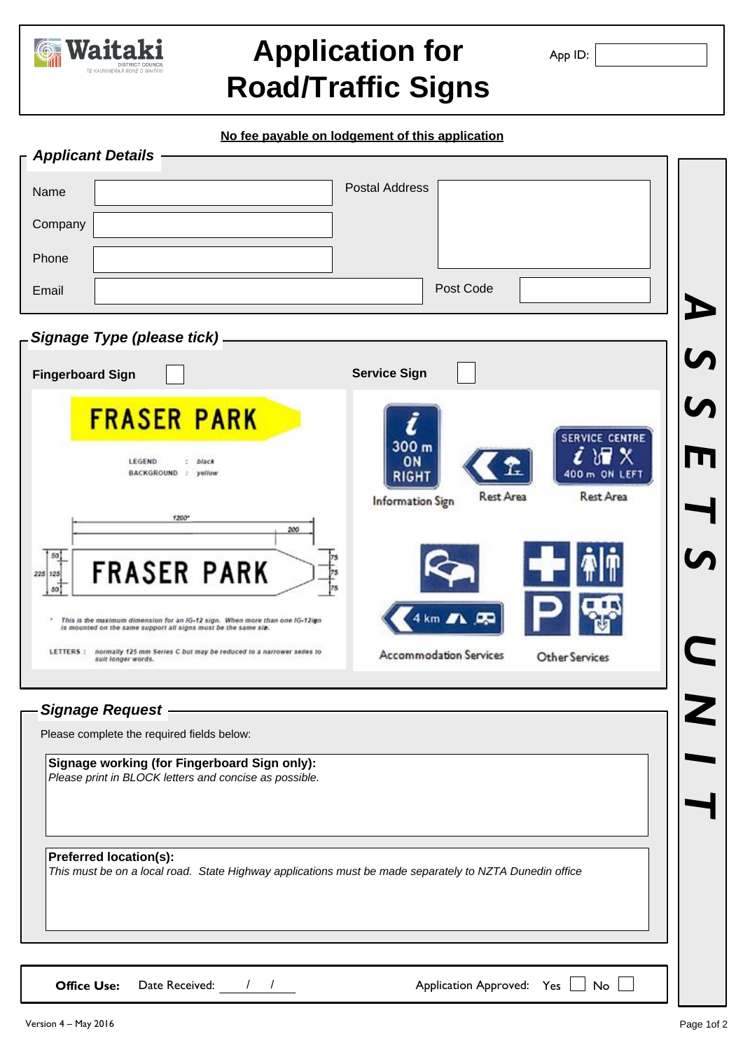# Application for Road/Traffic Signs

Waitaki DISTRICT COUNCIL
TE KAUNIHERA Ā ROHE O WAITAKI

App ID:

**No fee payable on lodgement of this application**

## *Applicant Details*

| | |
|---|---|
| Name | |
| Company | |
| Phone | |
| Email | |
| Postal Address | |
| Post Code | |

## *Signage Type (please tick)*

**Fingerboard Sign** ☐

FRASER PARK

LEGEND : black
BACKGROUND : yellow

1200*
200

225 125 50 50

FRASER PARK

75 75 75

\* This is the maximum dimension for an IG-12 sign. When more than one IG-12 sign is mounted on the same sign support all signs must be the same size.

LETTERS : normally 125 mm Series C but may be reduced to a narrower series to suit longer words.

**Service Sign** ☐

300 m ON RIGHT — Information Sign

Rest Area

SERVICE CENTRE 400 m ON LEFT — Rest Area

4 km — Accommodation Services

Other Services

## *Signage Request*

Please complete the required fields below:

**Signage working (for Fingerboard Sign only):**
*Please print in BLOCK letters and concise as possible.*

**Preferred location(s):**
*This must be on a local road. State Highway applications must be made separately to NZTA Dunedin office*

**Office Use:** Date Received: ___ / ___ / ___ Application Approved: Yes ☐ No ☐

ASSETS UNIT

Version 4 – May 2016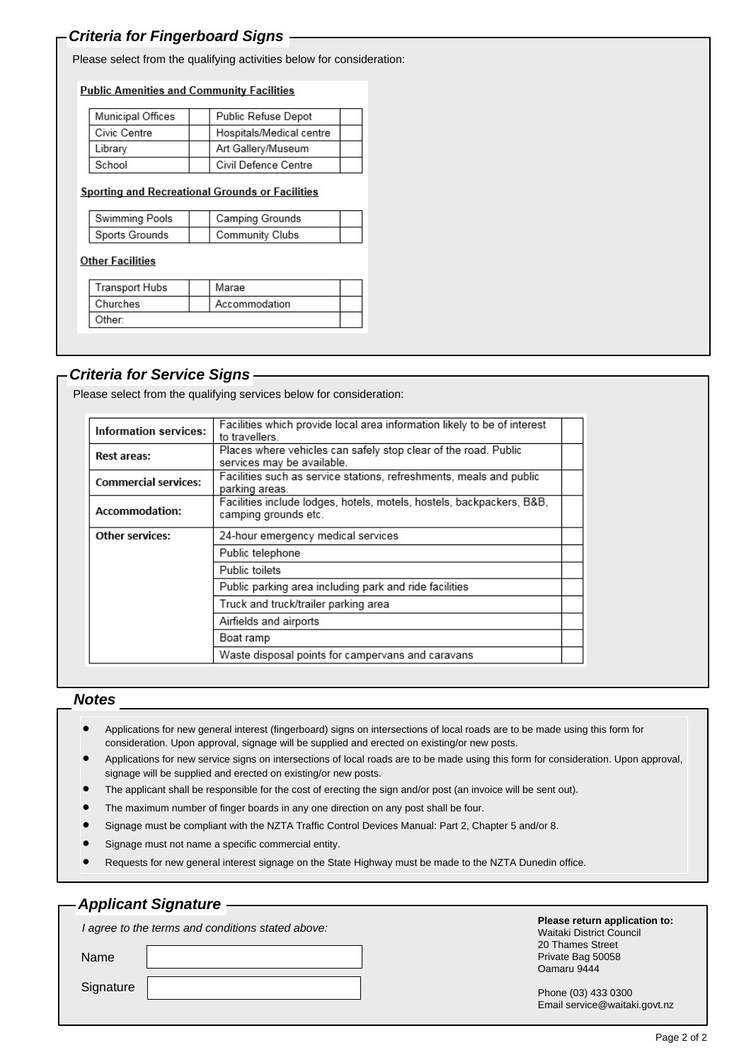## Criteria for Fingerboard Signs

Please select from the qualifying activities below for consideration:

**Public Amenities and Community Facilities**

| | | | |
|---|---|---|---|
| Municipal Offices | | Public Refuse Depot | |
| Civic Centre | | Hospitals/Medical centre | |
| Library | | Art Gallery/Museum | |
| School | | Civil Defence Centre | |

**Sporting and Recreational Grounds or Facilities**

| | | | |
|---|---|---|---|
| Swimming Pools | | Camping Grounds | |
| Sports Grounds | | Community Clubs | |

**Other Facilities**

| | | | |
|---|---|---|---|
| Transport Hubs | | Marae | |
| Churches | | Accommodation | |
| Other: | | | |

## Criteria for Service Signs

Please select from the qualifying services below for consideration:

| | | |
|---|---|---|
| **Information services:** | Facilities which provide local area information likely to be of interest to travellers. | |
| **Rest areas:** | Places where vehicles can safely stop clear of the road. Public services may be available. | |
| **Commercial services:** | Facilities such as service stations, refreshments, meals and public parking areas. | |
| **Accommodation:** | Facilities include lodges, hotels, motels, hostels, backpackers, B&B, camping grounds etc. | |
| **Other services:** | 24-hour emergency medical services | |
| | Public telephone | |
| | Public toilets | |
| | Public parking area including park and ride facilities | |
| | Truck and truck/trailer parking area | |
| | Airfields and airports | |
| | Boat ramp | |
| | Waste disposal points for campervans and caravans | |

## Notes

- Applications for new general interest (fingerboard) signs on intersections of local roads are to be made using this form for consideration. Upon approval, signage will be supplied and erected on existing/or new posts.
- Applications for new service signs on intersections of local roads are to be made using this form for consideration. Upon approval, signage will be supplied and erected on existing/or new posts.
- The applicant shall be responsible for the cost of erecting the sign and/or post (an invoice will be sent out).
- The maximum number of finger boards in any one direction on any post shall be four.
- Signage must be compliant with the NZTA Traffic Control Devices Manual: Part 2, Chapter 5 and/or 8.
- Signage must not name a specific commercial entity.
- Requests for new general interest signage on the State Highway must be made to the NZTA Dunedin office.

## Applicant Signature

*I agree to the terms and conditions stated above:*

Name: 

Signature: 

**Please return application to:**
Waitaki District Council
20 Thames Street
Private Bag 50058
Oamaru 9444

Phone (03) 433 0300
Email service@waitaki.govt.nz